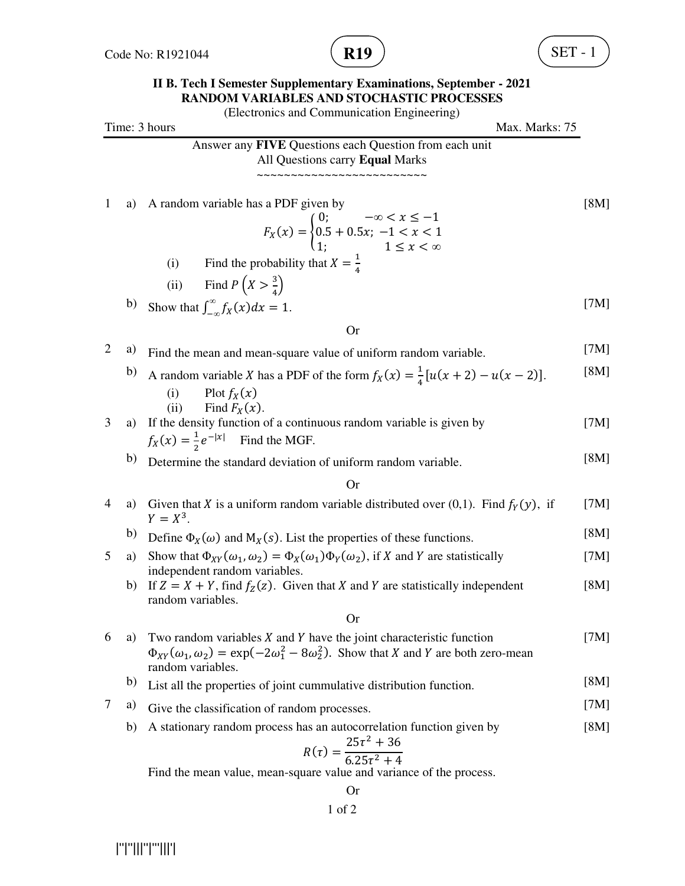Code No: R1921044 **R19** SET - 1

**II B. Tech I Semester Supplementary Examinations, September - 2021**
**RANDOM VARIABLES AND STOCHASTIC PROCESSES**
(Electronics and Communication Engineering)

Time: 3 hours Max. Marks: 75

Answer any **FIVE** Questions each Question from each unit
All Questions carry **Equal** Marks

~~~~~~~~~~~~~~~~~~~~~~~~~

1 a) A random variable has a PDF given by [8M]

$$F_X(x) = \begin{cases} 0; & -\infty < x \leq -1 \\ 0.5 + 0.5x; & -1 < x < 1 \\ 1; & 1 \leq x < \infty \end{cases}$$

(i) Find the probability that $X = \frac{1}{4}$

(ii) Find $P\left(X > \frac{3}{4}\right)$

b) Show that $\int_{-\infty}^{\infty} f_X(x)dx = 1$. [7M]

Or

2 a) Find the mean and mean-square value of uniform random variable. [7M]

b) A random variable $X$ has a PDF of the form $f_X(x) = \frac{1}{4}[u(x+2) - u(x-2)]$. [8M]

(i) Plot $f_X(x)$

(ii) Find $F_X(x)$.

3 a) If the density function of a continuous random variable is given by $f_X(x) = \frac{1}{2}e^{-|x|}$ Find the MGF. [7M]

b) Determine the standard deviation of uniform random variable. [8M]

Or

4 a) Given that $X$ is a uniform random variable distributed over (0,1). Find $f_Y(y)$, if $Y = X^3$. [7M]

b) Define $\Phi_X(\omega)$ and $M_X(s)$. List the properties of these functions. [8M]

5 a) Show that $\Phi_{XY}(\omega_1, \omega_2) = \Phi_X(\omega_1)\Phi_Y(\omega_2)$, if $X$ and $Y$ are statistically independent random variables. [7M]

b) If $Z = X + Y$, find $f_Z(z)$. Given that $X$ and $Y$ are statistically independent random variables. [8M]

Or

6 a) Two random variables $X$ and $Y$ have the joint characteristic function $\Phi_{XY}(\omega_1, \omega_2) = \exp(-2\omega_1^2 - 8\omega_2^2)$. Show that $X$ and $Y$ are both zero-mean random variables. [7M]

b) List all the properties of joint cummulative distribution function. [8M]

7 a) Give the classification of random processes. [7M]

b) A stationary random process has an autocorrelation function given by [8M]

$$R(\tau) = \frac{25\tau^2 + 36}{6.25\tau^2 + 4}$$

Find the mean value, mean-square value and variance of the process.

Or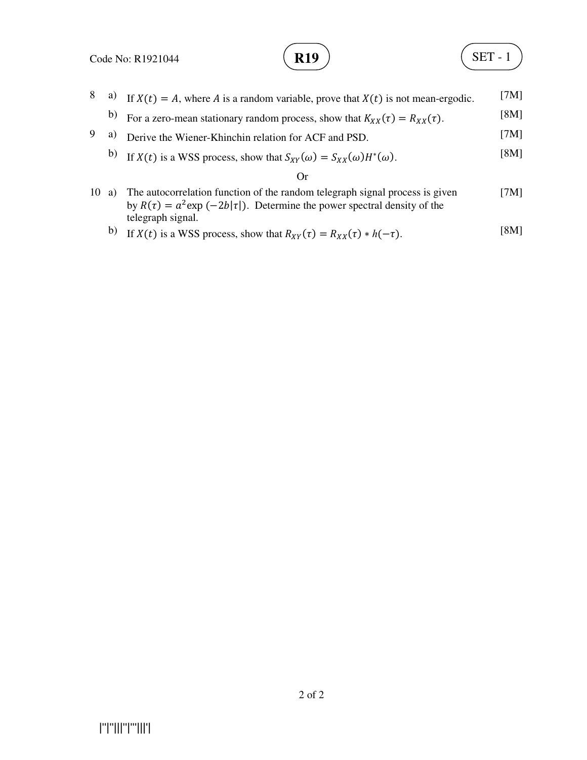| | | | |
|---|---|---|---|
| 8 | a) | If $X(t) = A$, where $A$ is a random variable, prove that $X(t)$ is not mean-ergodic. | [7M] |
| | b) | For a zero-mean stationary random process, show that $K_{XX}(\tau) = R_{XX}(\tau)$. | [8M] |
| 9 | a) | Derive the Wiener-Khinchin relation for ACF and PSD. | [7M] |
| | b) | If $X(t)$ is a WSS process, show that $S_{XY}(\omega) = S_{XX}(\omega)H^*(\omega)$. | [8M] |

Or

| | | | |
|---|---|---|---|
| 10 | a) | The autocorrelation function of the random telegraph signal process is given by $R(\tau) = a^2 \exp(-2b\|\tau\|)$. Determine the power spectral density of the telegraph signal. | [7M] |
| | b) | If $X(t)$ is a WSS process, show that $R_{XY}(\tau) = R_{XX}(\tau) * h(-\tau)$. | [8M] |